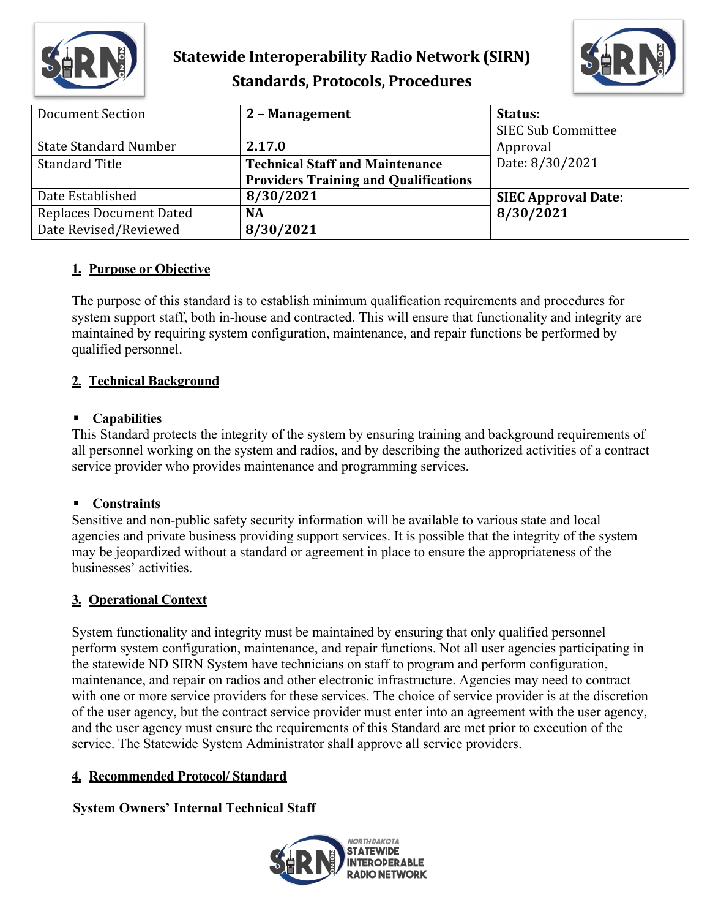# Statewide Interoperability Radio Network (SIRN)
## Standards, Protocols, Procedures

| Document Section | 2 – Management | Status: SIEC Sub Committee Approval Date: 8/30/2021 |
|---|---|---|
| State Standard Number | 2.17.0 | |
| Standard Title | Technical Staff and Maintenance Providers Training and Qualifications | |
| Date Established | 8/30/2021 | SIEC Approval Date: 8/30/2021 |
| Replaces Document Dated | NA | |
| Date Revised/Reviewed | 8/30/2021 | |

### 1. Purpose or Objective

The purpose of this standard is to establish minimum qualification requirements and procedures for system support staff, both in-house and contracted. This will ensure that functionality and integrity are maintained by requiring system configuration, maintenance, and repair functions be performed by qualified personnel.

### 2. Technical Background

- **Capabilities**

This Standard protects the integrity of the system by ensuring training and background requirements of all personnel working on the system and radios, and by describing the authorized activities of a contract service provider who provides maintenance and programming services.

- **Constraints**

Sensitive and non-public safety security information will be available to various state and local agencies and private business providing support services. It is possible that the integrity of the system may be jeopardized without a standard or agreement in place to ensure the appropriateness of the businesses' activities.

### 3. Operational Context

System functionality and integrity must be maintained by ensuring that only qualified personnel perform system configuration, maintenance, and repair functions. Not all user agencies participating in the statewide ND SIRN System have technicians on staff to program and perform configuration, maintenance, and repair on radios and other electronic infrastructure. Agencies may need to contract with one or more service providers for these services. The choice of service provider is at the discretion of the user agency, but the contract service provider must enter into an agreement with the user agency, and the user agency must ensure the requirements of this Standard are met prior to execution of the service. The Statewide System Administrator shall approve all service providers.

### 4. Recommended Protocol/ Standard

**System Owners' Internal Technical Staff**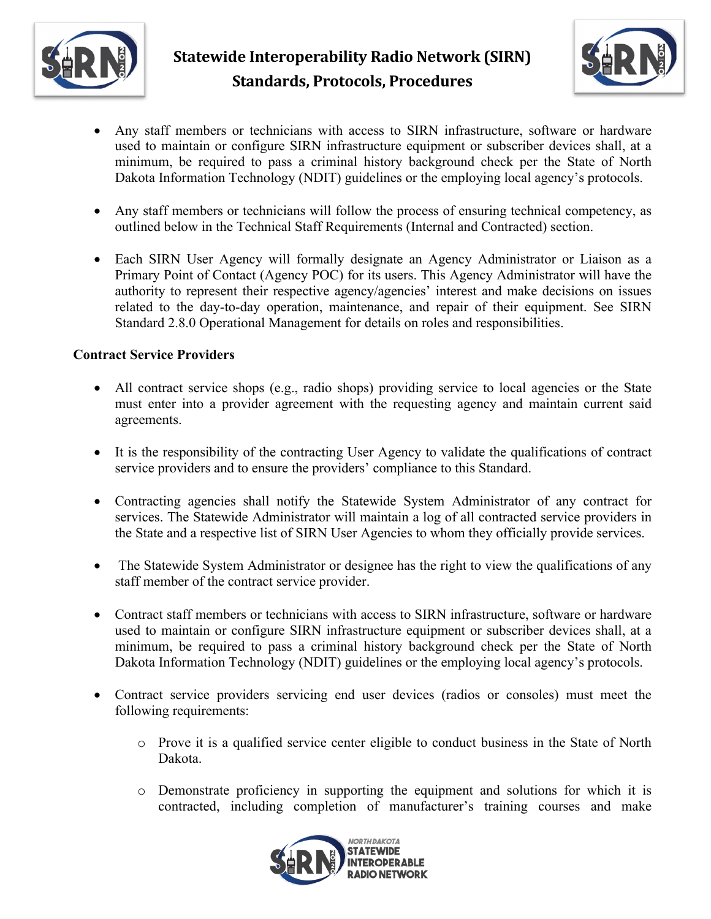- Any staff members or technicians with access to SIRN infrastructure, software or hardware used to maintain or configure SIRN infrastructure equipment or subscriber devices shall, at a minimum, be required to pass a criminal history background check per the State of North Dakota Information Technology (NDIT) guidelines or the employing local agency's protocols.

- Any staff members or technicians will follow the process of ensuring technical competency, as outlined below in the Technical Staff Requirements (Internal and Contracted) section.

- Each SIRN User Agency will formally designate an Agency Administrator or Liaison as a Primary Point of Contact (Agency POC) for its users. This Agency Administrator will have the authority to represent their respective agency/agencies' interest and make decisions on issues related to the day-to-day operation, maintenance, and repair of their equipment. See SIRN Standard 2.8.0 Operational Management for details on roles and responsibilities.

**Contract Service Providers**

- All contract service shops (e.g., radio shops) providing service to local agencies or the State must enter into a provider agreement with the requesting agency and maintain current said agreements.

- It is the responsibility of the contracting User Agency to validate the qualifications of contract service providers and to ensure the providers' compliance to this Standard.

- Contracting agencies shall notify the Statewide System Administrator of any contract for services. The Statewide Administrator will maintain a log of all contracted service providers in the State and a respective list of SIRN User Agencies to whom they officially provide services.

- The Statewide System Administrator or designee has the right to view the qualifications of any staff member of the contract service provider.

- Contract staff members or technicians with access to SIRN infrastructure, software or hardware used to maintain or configure SIRN infrastructure equipment or subscriber devices shall, at a minimum, be required to pass a criminal history background check per the State of North Dakota Information Technology (NDIT) guidelines or the employing local agency's protocols.

- Contract service providers servicing end user devices (radios or consoles) must meet the following requirements:

  - Prove it is a qualified service center eligible to conduct business in the State of North Dakota.

  - Demonstrate proficiency in supporting the equipment and solutions for which it is contracted, including completion of manufacturer's training courses and make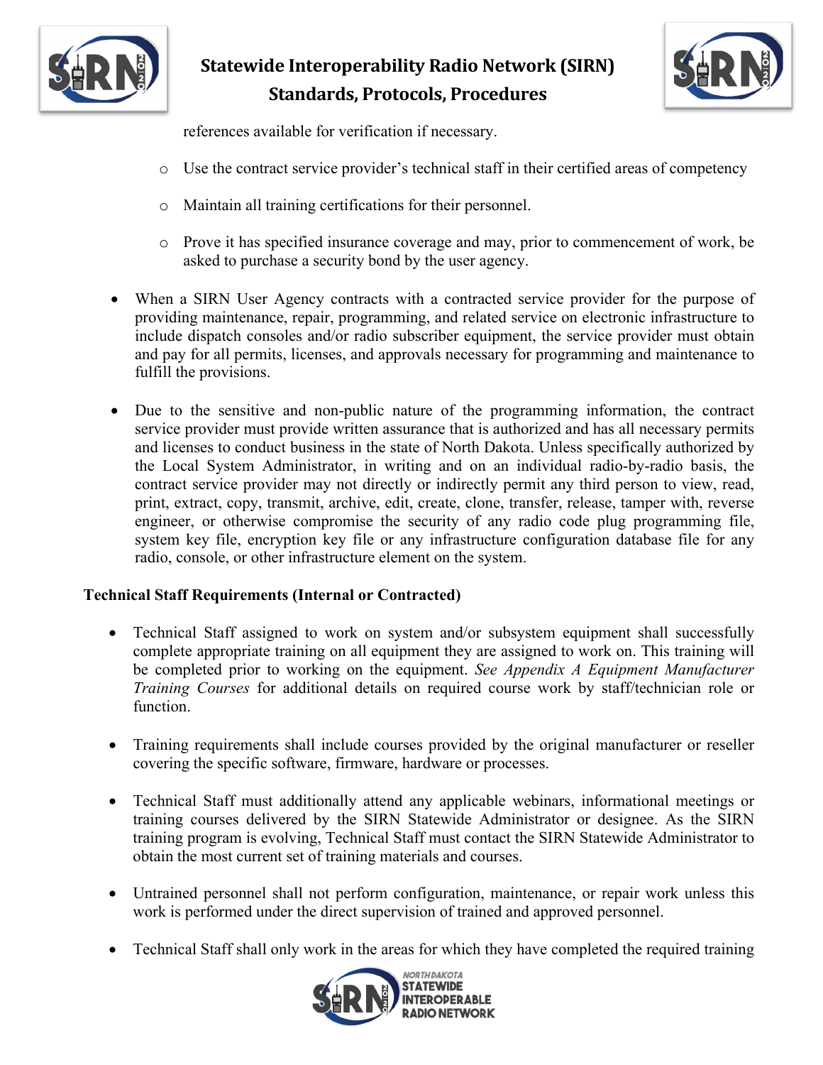references available for verification if necessary.

  - Use the contract service provider's technical staff in their certified areas of competency
  - Maintain all training certifications for their personnel.
  - Prove it has specified insurance coverage and may, prior to commencement of work, be asked to purchase a security bond by the user agency.

- When a SIRN User Agency contracts with a contracted service provider for the purpose of providing maintenance, repair, programming, and related service on electronic infrastructure to include dispatch consoles and/or radio subscriber equipment, the service provider must obtain and pay for all permits, licenses, and approvals necessary for programming and maintenance to fulfill the provisions.

- Due to the sensitive and non-public nature of the programming information, the contract service provider must provide written assurance that is authorized and has all necessary permits and licenses to conduct business in the state of North Dakota. Unless specifically authorized by the Local System Administrator, in writing and on an individual radio-by-radio basis, the contract service provider may not directly or indirectly permit any third person to view, read, print, extract, copy, transmit, archive, edit, create, clone, transfer, release, tamper with, reverse engineer, or otherwise compromise the security of any radio code plug programming file, system key file, encryption key file or any infrastructure configuration database file for any radio, console, or other infrastructure element on the system.

**Technical Staff Requirements (Internal or Contracted)**

- Technical Staff assigned to work on system and/or subsystem equipment shall successfully complete appropriate training on all equipment they are assigned to work on. This training will be completed prior to working on the equipment. *See Appendix A Equipment Manufacturer Training Courses* for additional details on required course work by staff/technician role or function.

- Training requirements shall include courses provided by the original manufacturer or reseller covering the specific software, firmware, hardware or processes.

- Technical Staff must additionally attend any applicable webinars, informational meetings or training courses delivered by the SIRN Statewide Administrator or designee. As the SIRN training program is evolving, Technical Staff must contact the SIRN Statewide Administrator to obtain the most current set of training materials and courses.

- Untrained personnel shall not perform configuration, maintenance, or repair work unless this work is performed under the direct supervision of trained and approved personnel.

- Technical Staff shall only work in the areas for which they have completed the required training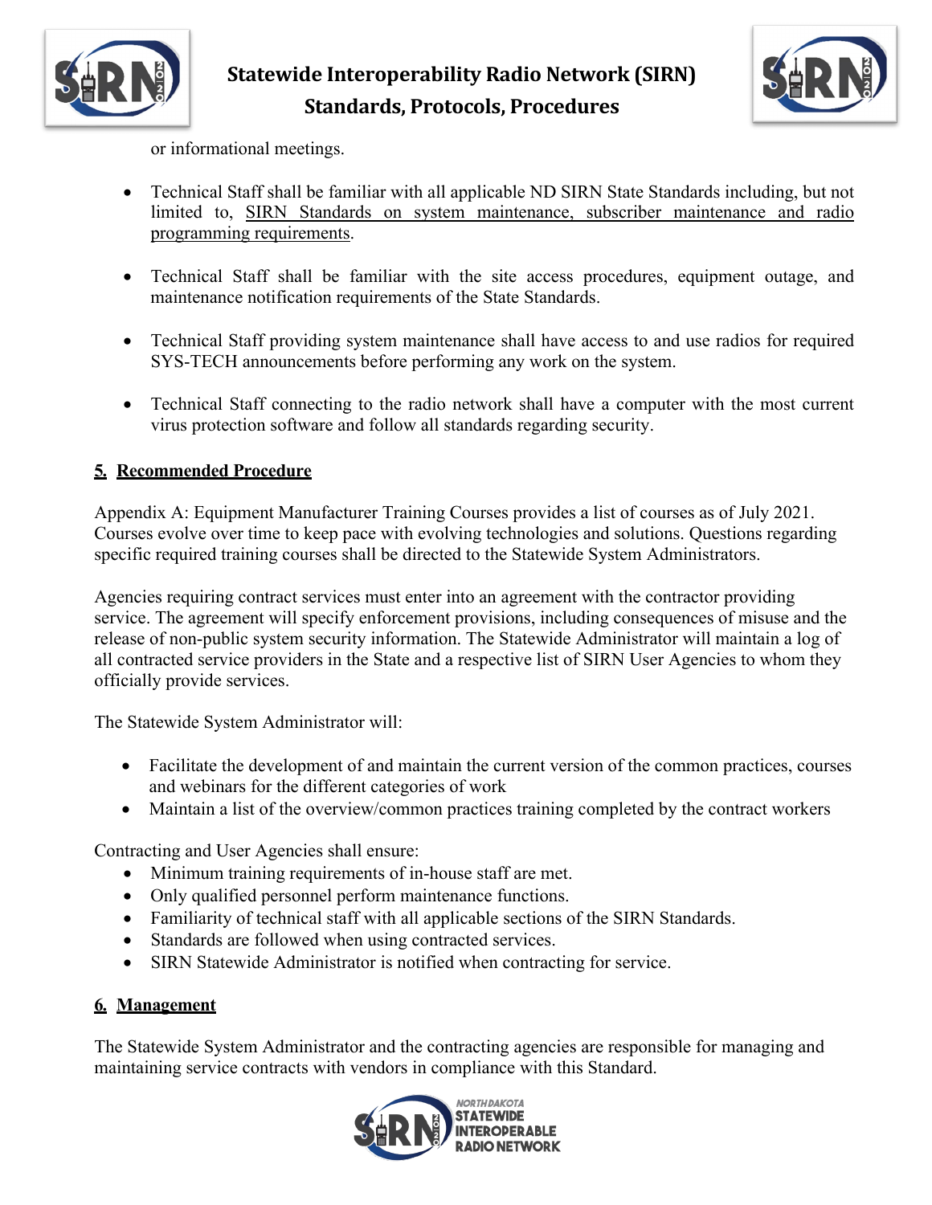or informational meetings.

- Technical Staff shall be familiar with all applicable ND SIRN State Standards including, but not limited to, SIRN Standards on system maintenance, subscriber maintenance and radio programming requirements.

- Technical Staff shall be familiar with the site access procedures, equipment outage, and maintenance notification requirements of the State Standards.

- Technical Staff providing system maintenance shall have access to and use radios for required SYS-TECH announcements before performing any work on the system.

- Technical Staff connecting to the radio network shall have a computer with the most current virus protection software and follow all standards regarding security.

## 5. Recommended Procedure

Appendix A: Equipment Manufacturer Training Courses provides a list of courses as of July 2021. Courses evolve over time to keep pace with evolving technologies and solutions. Questions regarding specific required training courses shall be directed to the Statewide System Administrators.

Agencies requiring contract services must enter into an agreement with the contractor providing service. The agreement will specify enforcement provisions, including consequences of misuse and the release of non-public system security information. The Statewide Administrator will maintain a log of all contracted service providers in the State and a respective list of SIRN User Agencies to whom they officially provide services.

The Statewide System Administrator will:

- Facilitate the development of and maintain the current version of the common practices, courses and webinars for the different categories of work
- Maintain a list of the overview/common practices training completed by the contract workers

Contracting and User Agencies shall ensure:

- Minimum training requirements of in-house staff are met.
- Only qualified personnel perform maintenance functions.
- Familiarity of technical staff with all applicable sections of the SIRN Standards.
- Standards are followed when using contracted services.
- SIRN Statewide Administrator is notified when contracting for service.

## 6. Management

The Statewide System Administrator and the contracting agencies are responsible for managing and maintaining service contracts with vendors in compliance with this Standard.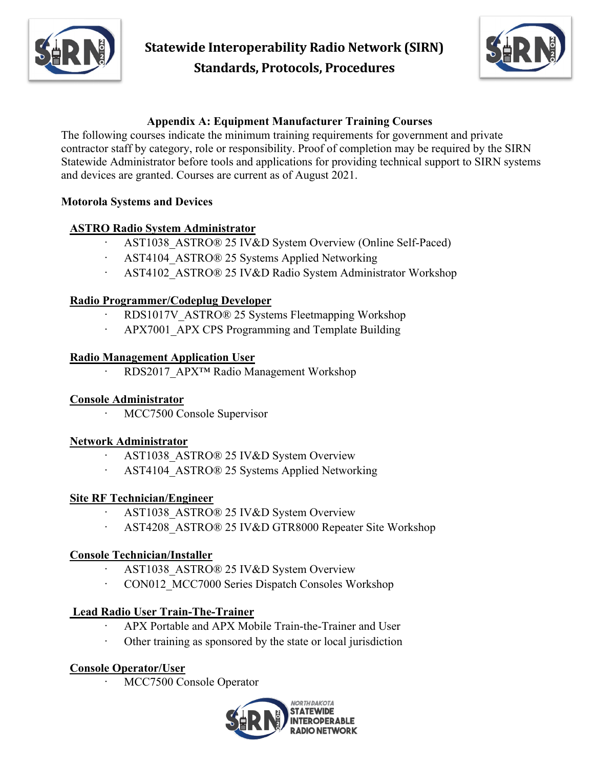## Appendix A: Equipment Manufacturer Training Courses

The following courses indicate the minimum training requirements for government and private contractor staff by category, role or responsibility. Proof of completion may be required by the SIRN Statewide Administrator before tools and applications for providing technical support to SIRN systems and devices are granted. Courses are current as of August 2021.

### Motorola Systems and Devices

#### ASTRO Radio System Administrator

- AST1038_ASTRO® 25 IV&D System Overview (Online Self-Paced)
- AST4104_ASTRO® 25 Systems Applied Networking
- AST4102_ASTRO® 25 IV&D Radio System Administrator Workshop

#### Radio Programmer/Codeplug Developer

- RDS1017V_ASTRO® 25 Systems Fleetmapping Workshop
- APX7001_APX CPS Programming and Template Building

#### Radio Management Application User

- RDS2017_APX™ Radio Management Workshop

#### Console Administrator

- MCC7500 Console Supervisor

#### Network Administrator

- AST1038_ASTRO® 25 IV&D System Overview
- AST4104_ASTRO® 25 Systems Applied Networking

#### Site RF Technician/Engineer

- AST1038_ASTRO® 25 IV&D System Overview
- AST4208_ASTRO® 25 IV&D GTR8000 Repeater Site Workshop

#### Console Technician/Installer

- AST1038_ASTRO® 25 IV&D System Overview
- CON012_MCC7000 Series Dispatch Consoles Workshop

#### Lead Radio User Train-The-Trainer

- APX Portable and APX Mobile Train-the-Trainer and User
- Other training as sponsored by the state or local jurisdiction

#### Console Operator/User

- MCC7500 Console Operator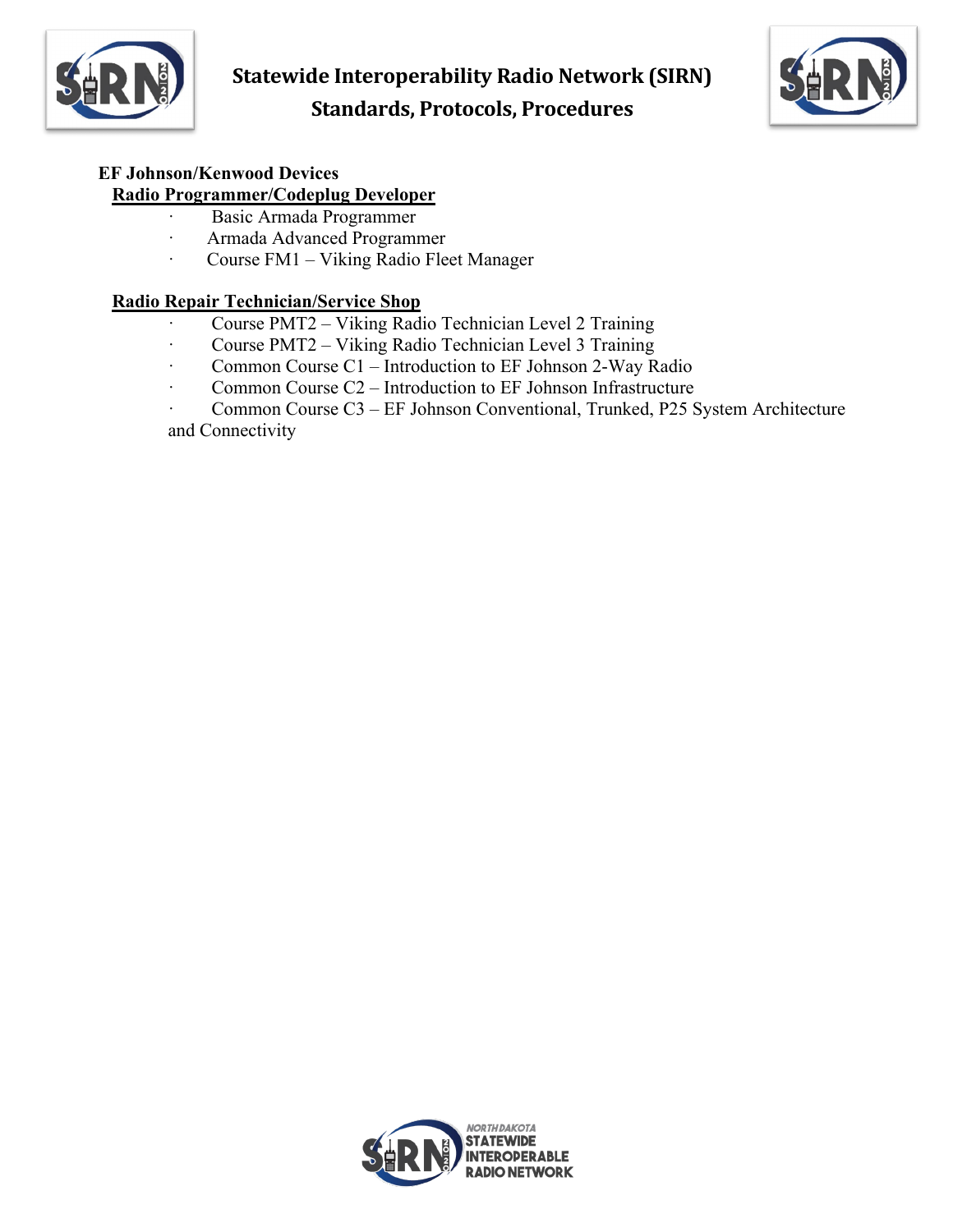**EF Johnson/Kenwood Devices**

**Radio Programmer/Codeplug Developer**

- Basic Armada Programmer
- Armada Advanced Programmer
- Course FM1 – Viking Radio Fleet Manager

**Radio Repair Technician/Service Shop**

- Course PMT2 – Viking Radio Technician Level 2 Training
- Course PMT2 – Viking Radio Technician Level 3 Training
- Common Course C1 – Introduction to EF Johnson 2-Way Radio
- Common Course C2 – Introduction to EF Johnson Infrastructure
- Common Course C3 – EF Johnson Conventional, Trunked, P25 System Architecture and Connectivity